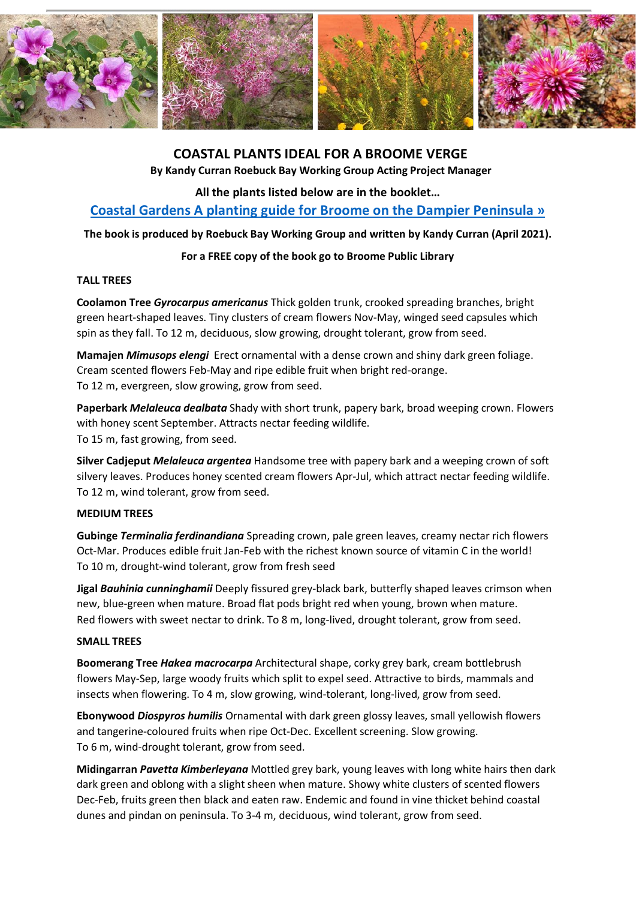# COASTAL PLANTS IDEAL FOR A BROOME VERGE

**By Kandy Curran Roebuck Bay Working Group Acting Project Manager**

**All the plants listed below are in the booklet…**

## Coastal Gardens A planting guide for Broome on the Dampier Peninsula »

**The book is produced by Roebuck Bay Working Group and written by Kandy Curran (April 2021).**

**For a FREE copy of the book go to Broome Public Library**

### TALL TREES

**Coolamon Tree *Gyrocarpus americanus*** Thick golden trunk, crooked spreading branches, bright green heart-shaped leaves. Tiny clusters of cream flowers Nov-May, winged seed capsules which spin as they fall. To 12 m, deciduous, slow growing, drought tolerant, grow from seed.

**Mamajen *Mimusops elengi*** Erect ornamental with a dense crown and shiny dark green foliage. Cream scented flowers Feb-May and ripe edible fruit when bright red-orange.
To 12 m, evergreen, slow growing, grow from seed.

**Paperbark *Melaleuca dealbata*** Shady with short trunk, papery bark, broad weeping crown. Flowers with honey scent September. Attracts nectar feeding wildlife.
To 15 m, fast growing, from seed.

**Silver Cadjeput *Melaleuca argentea*** Handsome tree with papery bark and a weeping crown of soft silvery leaves. Produces honey scented cream flowers Apr-Jul, which attract nectar feeding wildlife.
To 12 m, wind tolerant, grow from seed.

### MEDIUM TREES

**Gubinge *Terminalia ferdinandiana*** Spreading crown, pale green leaves, creamy nectar rich flowers Oct-Mar. Produces edible fruit Jan-Feb with the richest known source of vitamin C in the world!
To 10 m, drought-wind tolerant, grow from fresh seed

**Jigal *Bauhinia cunninghamii*** Deeply fissured grey-black bark, butterfly shaped leaves crimson when new, blue-green when mature. Broad flat pods bright red when young, brown when mature.
Red flowers with sweet nectar to drink. To 8 m, long-lived, drought tolerant, grow from seed.

### SMALL TREES

**Boomerang Tree *Hakea macrocarpa*** Architectural shape, corky grey bark, cream bottlebrush flowers May-Sep, large woody fruits which split to expel seed. Attractive to birds, mammals and insects when flowering. To 4 m, slow growing, wind-tolerant, long-lived, grow from seed.

**Ebonywood *Diospyros humilis*** Ornamental with dark green glossy leaves, small yellowish flowers and tangerine-coloured fruits when ripe Oct-Dec. Excellent screening. Slow growing.
To 6 m, wind-drought tolerant, grow from seed.

**Midingarran *Pavetta Kimberleyana*** Mottled grey bark, young leaves with long white hairs then dark dark green and oblong with a slight sheen when mature. Showy white clusters of scented flowers Dec-Feb, fruits green then black and eaten raw. Endemic and found in vine thicket behind coastal dunes and pindan on peninsula. To 3-4 m, deciduous, wind tolerant, grow from seed.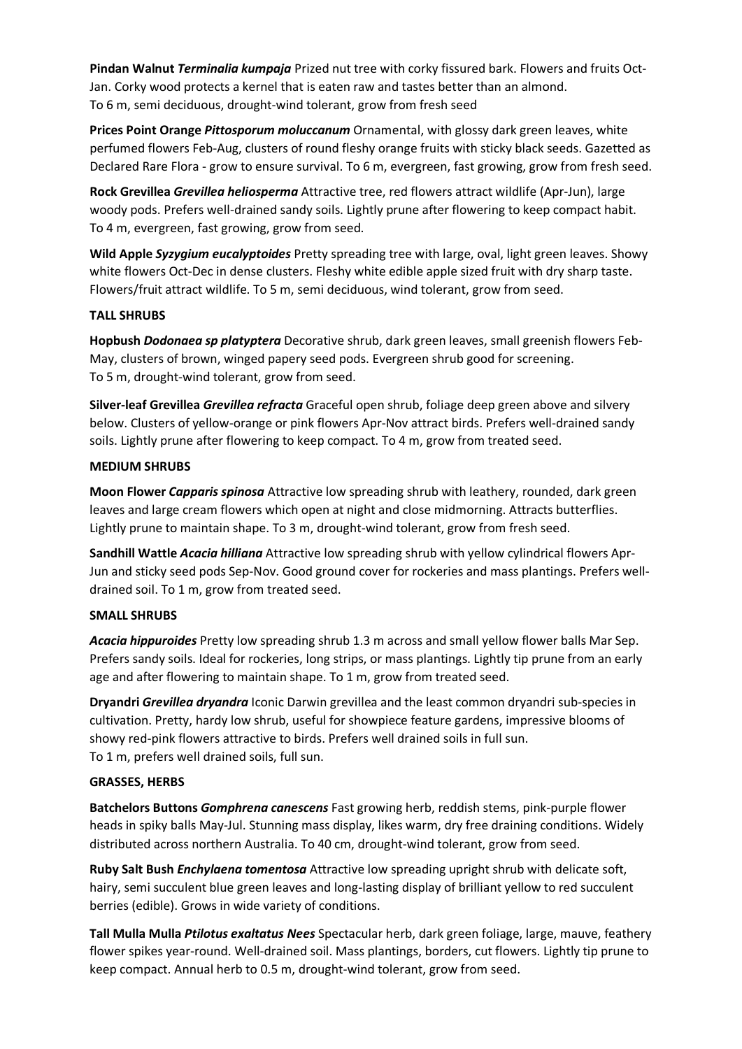**Pindan Walnut** ***Terminalia kumpaja*** Prized nut tree with corky fissured bark. Flowers and fruits Oct-Jan. Corky wood protects a kernel that is eaten raw and tastes better than an almond.
To 6 m, semi deciduous, drought-wind tolerant, grow from fresh seed

**Prices Point Orange** ***Pittosporum moluccanum*** Ornamental, with glossy dark green leaves, white perfumed flowers Feb-Aug, clusters of round fleshy orange fruits with sticky black seeds. Gazetted as Declared Rare Flora - grow to ensure survival. To 6 m, evergreen, fast growing, grow from fresh seed.

**Rock Grevillea** ***Grevillea heliosperma*** Attractive tree, red flowers attract wildlife (Apr-Jun), large woody pods. Prefers well-drained sandy soils. Lightly prune after flowering to keep compact habit.
To 4 m, evergreen, fast growing, grow from seed.

**Wild Apple** ***Syzygium eucalyptoides*** Pretty spreading tree with large, oval, light green leaves. Showy white flowers Oct-Dec in dense clusters. Fleshy white edible apple sized fruit with dry sharp taste. Flowers/fruit attract wildlife. To 5 m, semi deciduous, wind tolerant, grow from seed.

**TALL SHRUBS**

**Hopbush** ***Dodonaea sp platyptera*** Decorative shrub, dark green leaves, small greenish flowers Feb-May, clusters of brown, winged papery seed pods. Evergreen shrub good for screening.
To 5 m, drought-wind tolerant, grow from seed.

**Silver-leaf Grevillea** ***Grevillea refracta*** Graceful open shrub, foliage deep green above and silvery below. Clusters of yellow-orange or pink flowers Apr-Nov attract birds. Prefers well-drained sandy soils. Lightly prune after flowering to keep compact. To 4 m, grow from treated seed.

**MEDIUM SHRUBS**

**Moon Flower** ***Capparis spinosa*** Attractive low spreading shrub with leathery, rounded, dark green leaves and large cream flowers which open at night and close midmorning. Attracts butterflies. Lightly prune to maintain shape. To 3 m, drought-wind tolerant, grow from fresh seed.

**Sandhill Wattle** ***Acacia hilliana*** Attractive low spreading shrub with yellow cylindrical flowers Apr-Jun and sticky seed pods Sep-Nov. Good ground cover for rockeries and mass plantings. Prefers well-drained soil. To 1 m, grow from treated seed.

**SMALL SHRUBS**

***Acacia hippuroides*** Pretty low spreading shrub 1.3 m across and small yellow flower balls Mar Sep. Prefers sandy soils. Ideal for rockeries, long strips, or mass plantings. Lightly tip prune from an early age and after flowering to maintain shape. To 1 m, grow from treated seed.

**Dryandri** ***Grevillea dryandra*** Iconic Darwin grevillea and the least common dryandri sub-species in cultivation. Pretty, hardy low shrub, useful for showpiece feature gardens, impressive blooms of showy red-pink flowers attractive to birds. Prefers well drained soils in full sun.
To 1 m, prefers well drained soils, full sun.

**GRASSES, HERBS**

**Batchelors Buttons** ***Gomphrena canescens*** Fast growing herb, reddish stems, pink-purple flower heads in spiky balls May-Jul. Stunning mass display, likes warm, dry free draining conditions. Widely distributed across northern Australia. To 40 cm, drought-wind tolerant, grow from seed.

**Ruby Salt Bush** ***Enchylaena tomentosa*** Attractive low spreading upright shrub with delicate soft, hairy, semi succulent blue green leaves and long-lasting display of brilliant yellow to red succulent berries (edible). Grows in wide variety of conditions.

**Tall Mulla Mulla** ***Ptilotus exaltatus Nees*** Spectacular herb, dark green foliage, large, mauve, feathery flower spikes year-round. Well-drained soil. Mass plantings, borders, cut flowers. Lightly tip prune to keep compact. Annual herb to 0.5 m, drought-wind tolerant, grow from seed.